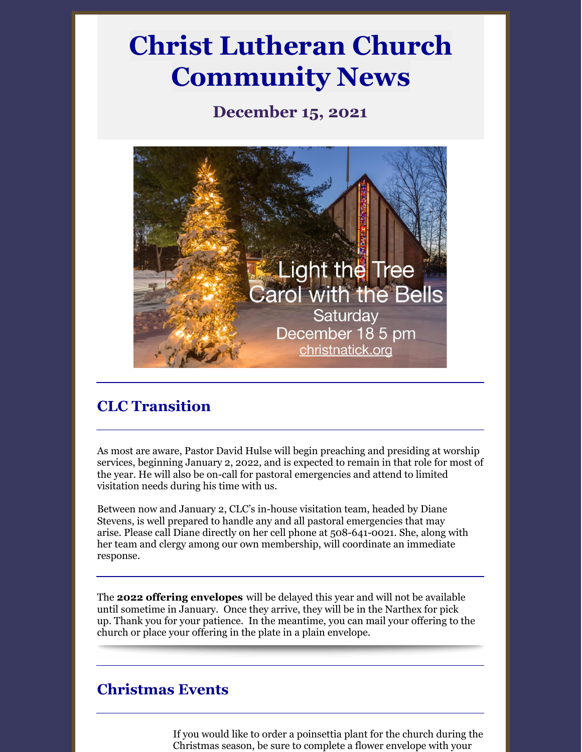# Christ Lutheran Church Community News

## December 15, 2021

Light the Tree
Carol with the Bells
Saturday
December 18 5 pm
christnatick.org

## CLC Transition

As most are aware, Pastor David Hulse will begin preaching and presiding at worship services, beginning January 2, 2022, and is expected to remain in that role for most of the year. He will also be on-call for pastoral emergencies and attend to limited visitation needs during his time with us.

Between now and January 2, CLC's in-house visitation team, headed by Diane Stevens, is well prepared to handle any and all pastoral emergencies that may arise. Please call Diane directly on her cell phone at 508-641-0021. She, along with her team and clergy among our own membership, will coordinate an immediate response.

The **2022 offering envelopes** will be delayed this year and will not be available until sometime in January. Once they arrive, they will be in the Narthex for pick up. Thank you for your patience. In the meantime, you can mail your offering to the church or place your offering in the plate in a plain envelope.

## Christmas Events

If you would like to order a poinsettia plant for the church during the Christmas season, be sure to complete a flower envelope with your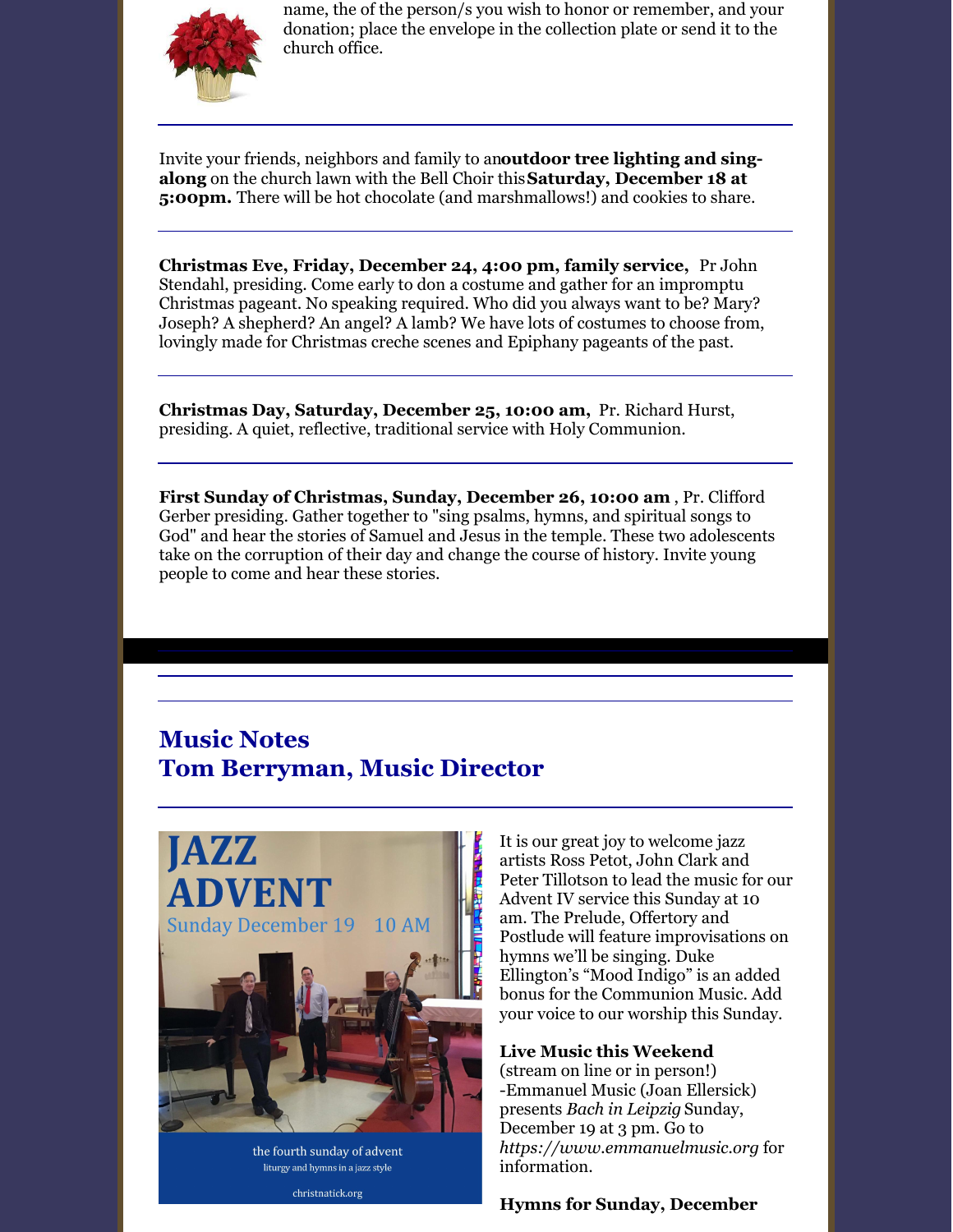name, the of the person/s you wish to honor or remember, and your donation; place the envelope in the collection plate or send it to the church office.

---

Invite your friends, neighbors and family to an **outdoor tree lighting and sing-along** on the church lawn with the Bell Choir this **Saturday, December 18 at 5:00pm.** There will be hot chocolate (and marshmallows!) and cookies to share.

---

**Christmas Eve, Friday, December 24, 4:00 pm, family service,** Pr John Stendahl, presiding. Come early to don a costume and gather for an impromptu Christmas pageant. No speaking required. Who did you always want to be? Mary? Joseph? A shepherd? An angel? A lamb? We have lots of costumes to choose from, lovingly made for Christmas creche scenes and Epiphany pageants of the past.

---

**Christmas Day, Saturday, December 25, 10:00 am,** Pr. Richard Hurst, presiding. A quiet, reflective, traditional service with Holy Communion.

---

**First Sunday of Christmas, Sunday, December 26, 10:00 am**, Pr. Clifford Gerber presiding. Gather together to "sing psalms, hymns, and spiritual songs to God" and hear the stories of Samuel and Jesus in the temple. These two adolescents take on the corruption of their day and change the course of history. Invite young people to come and hear these stories.

---

## Music Notes
## Tom Berryman, Music Director

JAZZ ADVENT
Sunday December 19 10 AM

the fourth sunday of advent
liturgy and hymns in a jazz style
christnatick.org

It is our great joy to welcome jazz artists Ross Petot, John Clark and Peter Tillotson to lead the music for our Advent IV service this Sunday at 10 am. The Prelude, Offertory and Postlude will feature improvisations on hymns we'll be singing. Duke Ellington's "Mood Indigo" is an added bonus for the Communion Music. Add your voice to our worship this Sunday.

**Live Music this Weekend**
(stream on line or in person!)
-Emmanuel Music (Joan Ellersick) presents *Bach in Leipzig* Sunday, December 19 at 3 pm. Go to *https://www.emmanuelmusic.org* for information.

**Hymns for Sunday, December**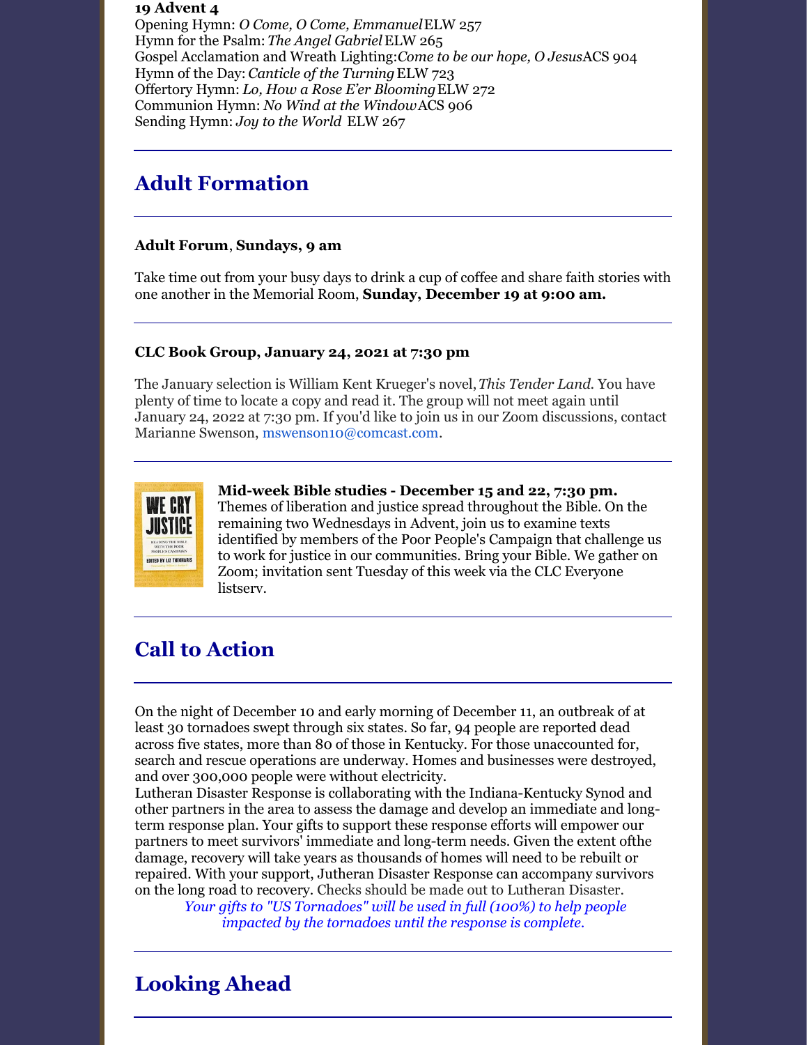**19 Advent 4**
Opening Hymn: *O Come, O Come, Emmanuel* ELW 257
Hymn for the Psalm: *The Angel Gabriel* ELW 265
Gospel Acclamation and Wreath Lighting: *Come to be our hope, O Jesus* ACS 904
Hymn of the Day: *Canticle of the Turning* ELW 723
Offertory Hymn: *Lo, How a Rose E'er Blooming* ELW 272
Communion Hymn: *No Wind at the Window* ACS 906
Sending Hymn: *Joy to the World* ELW 267

---

## Adult Formation

---

**Adult Forum**, **Sundays, 9 am**

Take time out from your busy days to drink a cup of coffee and share faith stories with one another in the Memorial Room, **Sunday, December 19 at 9:00 am.**

---

**CLC Book Group, January 24, 2021 at 7:30 pm**

The January selection is William Kent Krueger's novel, *This Tender Land.* You have plenty of time to locate a copy and read it. The group will not meet again until January 24, 2022 at 7:30 pm. If you'd like to join us in our Zoom discussions, contact Marianne Swenson, mswenson10@comcast.com.

---

**Mid-week Bible studies - December 15 and 22, 7:30 pm.** Themes of liberation and justice spread throughout the Bible. On the remaining two Wednesdays in Advent, join us to examine texts identified by members of the Poor People's Campaign that challenge us to work for justice in our communities. Bring your Bible. We gather on Zoom; invitation sent Tuesday of this week via the CLC Everyone listserv.

---

## Call to Action

---

On the night of December 10 and early morning of December 11, an outbreak of at least 30 tornadoes swept through six states. So far, 94 people are reported dead across five states, more than 80 of those in Kentucky. For those unaccounted for, search and rescue operations are underway. Homes and businesses were destroyed, and over 300,000 people were without electricity.
Lutheran Disaster Response is collaborating with the Indiana-Kentucky Synod and other partners in the area to assess the damage and develop an immediate and long-term response plan. Your gifts to support these response efforts will empower our partners to meet survivors' immediate and long-term needs. Given the extent ofthe damage, recovery will take years as thousands of homes will need to be rebuilt or repaired. With your support, Jutheran Disaster Response can accompany survivors on the long road to recovery. Checks should be made out to Lutheran Disaster.

*Your gifts to "US Tornadoes" will be used in full (100%) to help people impacted by the tornadoes until the response is complete.*

---

## Looking Ahead

---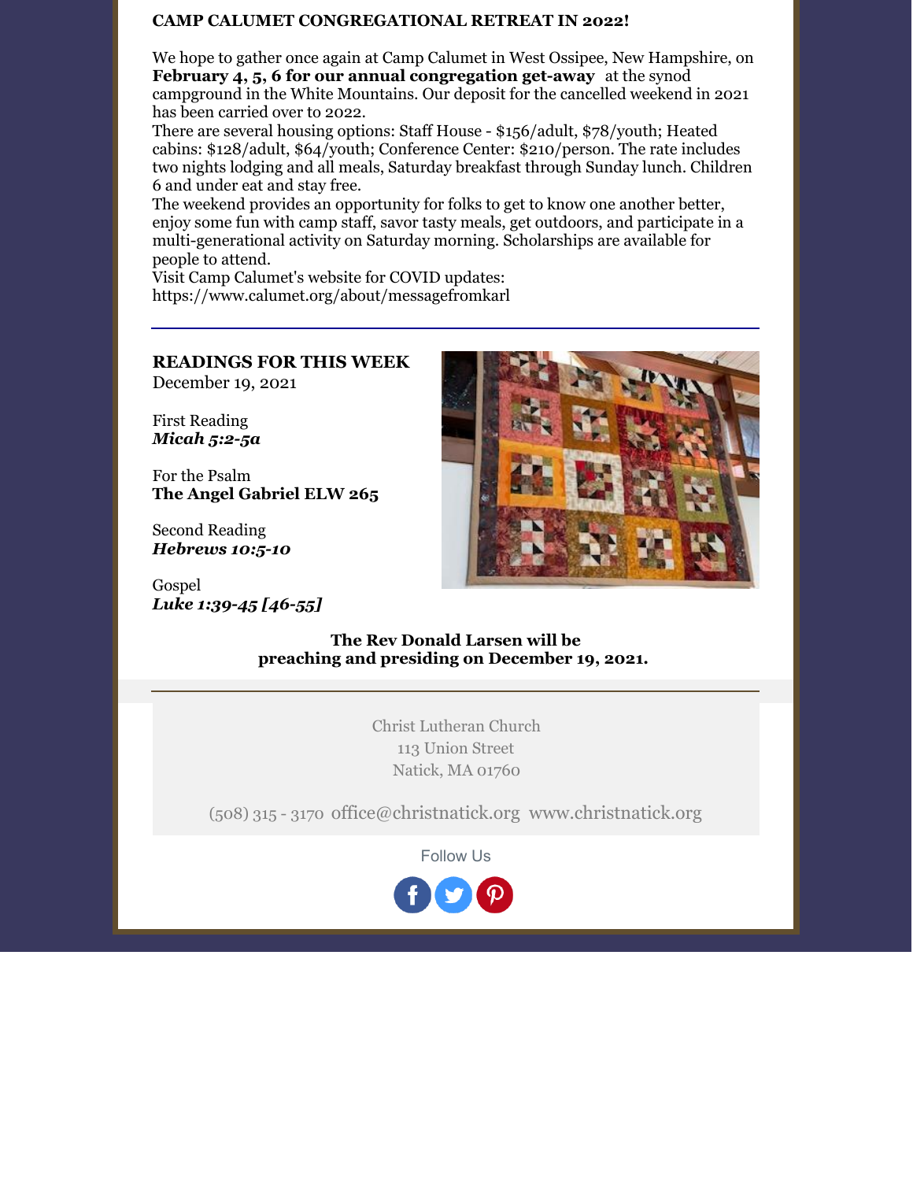**CAMP CALUMET CONGREGATIONAL RETREAT IN 2022!**

We hope to gather once again at Camp Calumet in West Ossipee, New Hampshire, on **February 4, 5, 6 for our annual congregation get-away** at the synod campground in the White Mountains. Our deposit for the cancelled weekend in 2021 has been carried over to 2022.

There are several housing options: Staff House - $156/adult, $78/youth; Heated cabins: $128/adult, $64/youth; Conference Center: $210/person. The rate includes two nights lodging and all meals, Saturday breakfast through Sunday lunch. Children 6 and under eat and stay free.

The weekend provides an opportunity for folks to get to know one another better, enjoy some fun with camp staff, savor tasty meals, get outdoors, and participate in a multi-generational activity on Saturday morning. Scholarships are available for people to attend.

Visit Camp Calumet's website for COVID updates:
https://www.calumet.org/about/messagefromkarl

---

**READINGS FOR THIS WEEK**
December 19, 2021

First Reading
***Micah 5:2-5a***

For the Psalm
**The Angel Gabriel ELW 265**

Second Reading
***Hebrews 10:5-10***

Gospel
***Luke 1:39-45 [46-55]***

**The Rev Donald Larsen will be preaching and presiding on December 19, 2021.**

---

Christ Lutheran Church
113 Union Street
Natick, MA 01760

(508) 315 - 3170 office@christnatick.org www.christnatick.org

Follow Us